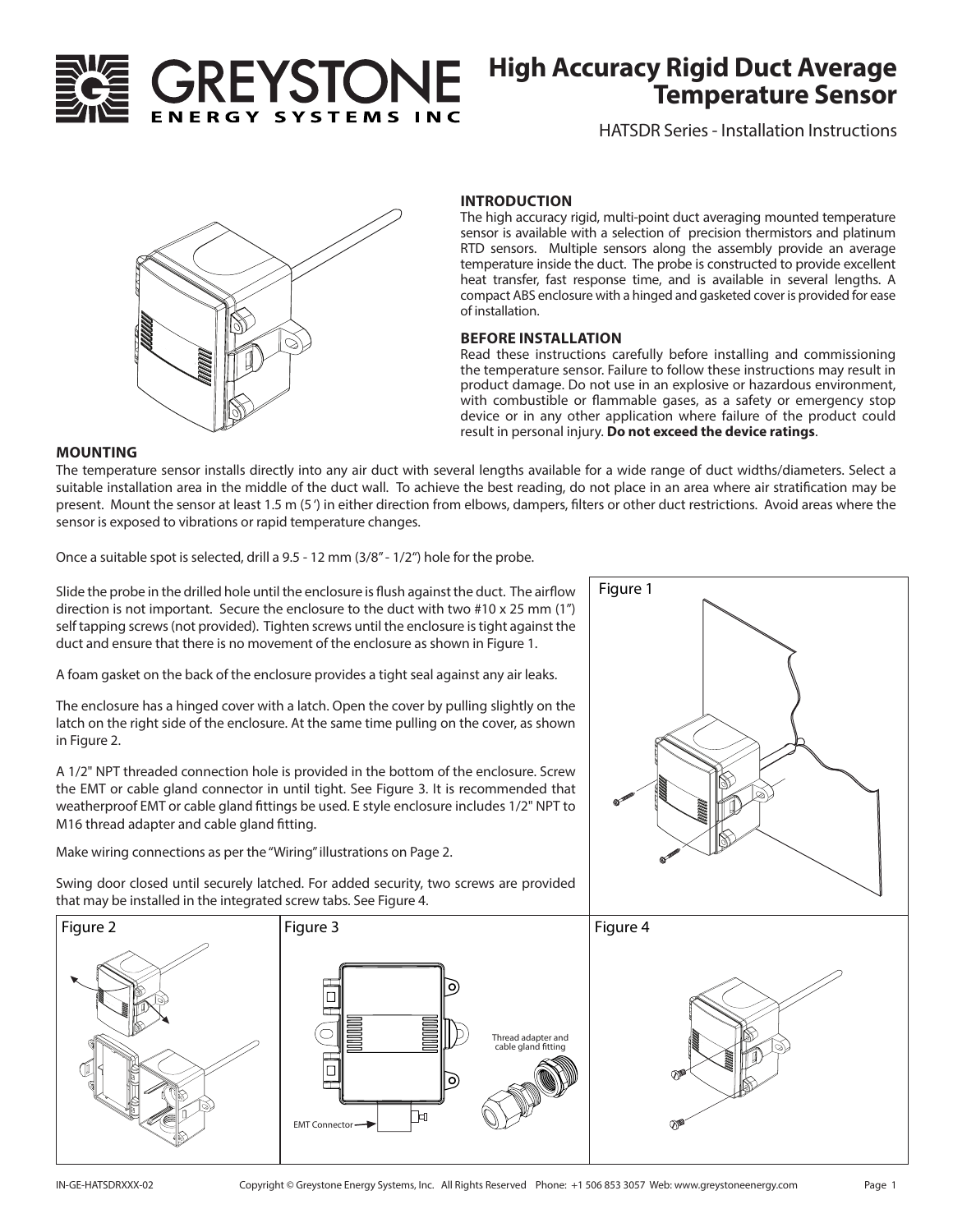# GREYSTONE ENERGY SYSTEMS INC

# High Accuracy Rigid Duct Average Temperature Sensor

HATSDR Series - Installation Instructions

## INTRODUCTION

The high accuracy rigid, multi-point duct averaging mounted temperature sensor is available with a selection of precision thermistors and platinum RTD sensors. Multiple sensors along the assembly provide an average temperature inside the duct. The probe is constructed to provide excellent heat transfer, fast response time, and is available in several lengths. A compact ABS enclosure with a hinged and gasketed cover is provided for ease of installation.

## BEFORE INSTALLATION

Read these instructions carefully before installing and commissioning the temperature sensor. Failure to follow these instructions may result in product damage. Do not use in an explosive or hazardous environment, with combustible or flammable gases, as a safety or emergency stop device or in any other application where failure of the product could result in personal injury. **Do not exceed the device ratings**.

## MOUNTING

The temperature sensor installs directly into any air duct with several lengths available for a wide range of duct widths/diameters. Select a suitable installation area in the middle of the duct wall. To achieve the best reading, do not place in an area where air stratification may be present. Mount the sensor at least 1.5 m (5') in either direction from elbows, dampers, filters or other duct restrictions. Avoid areas where the sensor is exposed to vibrations or rapid temperature changes.

Once a suitable spot is selected, drill a 9.5 - 12 mm (3/8" - 1/2") hole for the probe.

Slide the probe in the drilled hole until the enclosure is flush against the duct. The airflow direction is not important. Secure the enclosure to the duct with two #10 x 25 mm (1") self tapping screws (not provided). Tighten screws until the enclosure is tight against the duct and ensure that there is no movement of the enclosure as shown in Figure 1.

A foam gasket on the back of the enclosure provides a tight seal against any air leaks.

The enclosure has a hinged cover with a latch. Open the cover by pulling slightly on the latch on the right side of the enclosure. At the same time pulling on the cover, as shown in Figure 2.

A 1/2" NPT threaded connection hole is provided in the bottom of the enclosure. Screw the EMT or cable gland connector in until tight. See Figure 3. It is recommended that weatherproof EMT or cable gland fittings be used. E style enclosure includes 1/2" NPT to M16 thread adapter and cable gland fitting.

Make wiring connections as per the "Wiring" illustrations on Page 2.

Swing door closed until securely latched. For added security, two screws are provided that may be installed in the integrated screw tabs. See Figure 4.

Figure 1

Figure 2

Figure 3

Thread adapter and cable gland fitting

EMT Connector

Figure 4

IN-GE-HATSDRXXX-02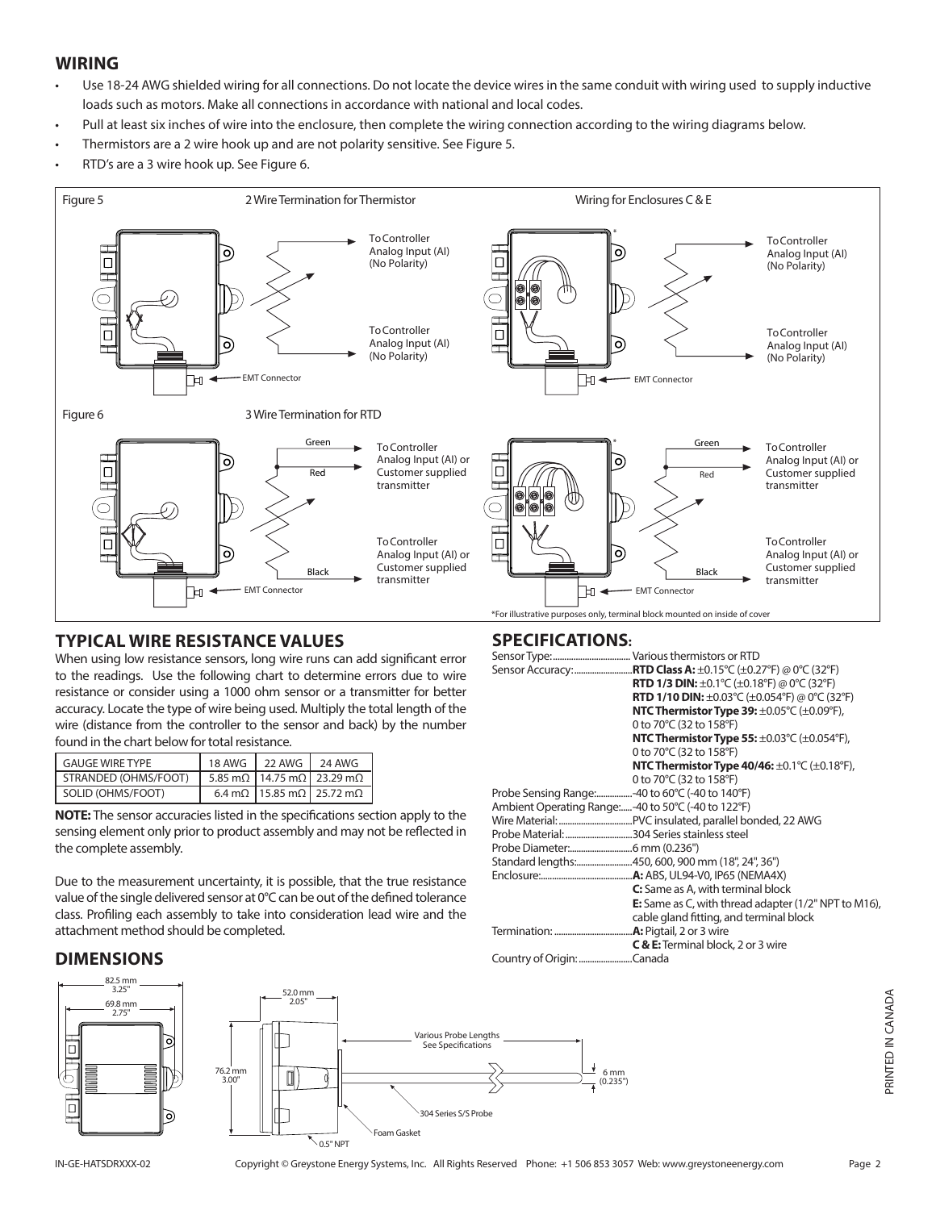## WIRING

- Use 18-24 AWG shielded wiring for all connections. Do not locate the device wires in the same conduit with wiring used to supply inductive loads such as motors. Make all connections in accordance with national and local codes.
- Pull at least six inches of wire into the enclosure, then complete the wiring connection according to the wiring diagrams below.
- Thermistors are a 2 wire hook up and are not polarity sensitive. See Figure 5.
- RTD's are a 3 wire hook up. See Figure 6.

Figure 5

2 Wire Termination for Thermistor

Wiring for Enclosures C & E

To Controller Analog Input (AI) (No Polarity)

To Controller Analog Input (AI) (No Polarity)

EMT Connector

Figure 6

3 Wire Termination for RTD

Green

Red

Black

To Controller Analog Input (AI) or Customer supplied transmitter

To Controller Analog Input (AI) or Customer supplied transmitter

EMT Connector

*For illustrative purposes only, terminal block mounted on inside of cover

## TYPICAL WIRE RESISTANCE VALUES

When using low resistance sensors, long wire runs can add significant error to the readings. Use the following chart to determine errors due to wire resistance or consider using a 1000 ohm sensor or a transmitter for better accuracy. Locate the type of wire being used. Multiply the total length of the wire (distance from the controller to the sensor and back) by the number found in the chart below for total resistance.

| GAUGE WIRE TYPE | 18 AWG | 22 AWG | 24 AWG |
|---|---|---|---|
| STRANDED (OHMS/FOOT) | 5.85 mΩ | 14.75 mΩ | 23.29 mΩ |
| SOLID (OHMS/FOOT) | 6.4 mΩ | 15.85 mΩ | 25.72 mΩ |

**NOTE:** The sensor accuracies listed in the specifications section apply to the sensing element only prior to product assembly and may not be reflected in the complete assembly.

Due to the measurement uncertainty, it is possible, that the true resistance value of the single delivered sensor at 0°C can be out of the defined tolerance class. Profiling each assembly to take into consideration lead wire and the attachment method should be completed.

## SPECIFICATIONS:

Sensor Type: Various thermistors or RTD

Sensor Accuracy: **RTD Class A:** ±0.15°C (±0.27°F) @ 0°C (32°F)
**RTD 1/3 DIN:** ±0.1°C (±0.18°F) @ 0°C (32°F)
**RTD 1/10 DIN:** ±0.03°C (±0.054°F) @ 0°C (32°F)
**NTC Thermistor Type 39:** ±0.05°C (±0.09°F), 0 to 70°C (32 to 158°F)
**NTC Thermistor Type 55:** ±0.03°C (±0.054°F), 0 to 70°C (32 to 158°F)
**NTC Thermistor Type 40/46:** ±0.1°C (±0.18°F), 0 to 70°C (32 to 158°F)

Probe Sensing Range: -40 to 60°C (-40 to 140°F)

Ambient Operating Range: -40 to 50°C (-40 to 122°F)

Wire Material: PVC insulated, parallel bonded, 22 AWG

Probe Material: 304 Series stainless steel

Probe Diameter: 6 mm (0.236")

Standard lengths: 450, 600, 900 mm (18", 24", 36")

Enclosure: **A:** ABS, UL94-V0, IP65 (NEMA4X)
**C:** Same as A, with terminal block
**E:** Same as C, with thread adapter (1/2" NPT to M16), cable gland fitting, and terminal block

Termination: **A:** Pigtail, 2 or 3 wire
**C & E:** Terminal block, 2 or 3 wire

Country of Origin: Canada

## DIMENSIONS

82.5 mm 3.25"

69.8 mm 2.75"

52.0 mm 2.05"

76.2 mm 3.00"

Various Probe Lengths See Specifications

6 mm (0.235")

304 Series S/S Probe

Foam Gasket

0.5" NPT

PRINTED IN CANADA

IN-GE-HATSDRXXX-02 Copyright © Greystone Energy Systems, Inc. All Rights Reserved Phone: +1 506 853 3057 Web: www.greystoneenergy.com